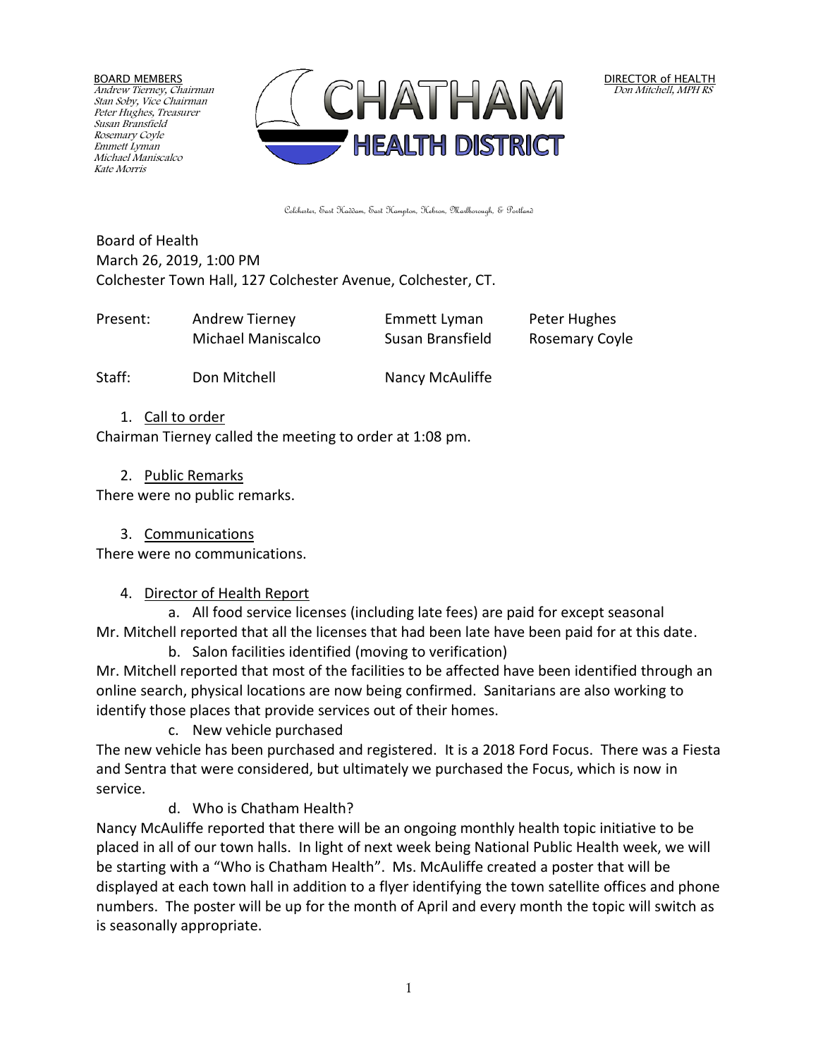BOARD MEMBERS
Andrew Tierney, Chairman
Stan Soby, Vice Chairman
Peter Hughes, Treasurer
Susan Bransfield
Rosemary Coyle
Emmett Lyman
Michael Maniscalco
Kate Morris

**CHATHAM HEALTH DISTRICT**

DIRECTOR of HEALTH
Don Mitchell, MPH RS

Colchester, East Haddam, East Hampton, Hebron, Marlborough, & Portland

Board of Health
March 26, 2019, 1:00 PM
Colchester Town Hall, 127 Colchester Avenue, Colchester, CT.

| | | | |
|---|---|---|---|
| Present: | Andrew Tierney | Emmett Lyman | Peter Hughes |
| | Michael Maniscalco | Susan Bransfield | Rosemary Coyle |
| Staff: | Don Mitchell | Nancy McAuliffe | |

1. Call to order

Chairman Tierney called the meeting to order at 1:08 pm.

2. Public Remarks

There were no public remarks.

3. Communications

There were no communications.

4. Director of Health Report

a. All food service licenses (including late fees) are paid for except seasonal

Mr. Mitchell reported that all the licenses that had been late have been paid for at this date.

b. Salon facilities identified (moving to verification)

Mr. Mitchell reported that most of the facilities to be affected have been identified through an online search, physical locations are now being confirmed. Sanitarians are also working to identify those places that provide services out of their homes.

c. New vehicle purchased

The new vehicle has been purchased and registered. It is a 2018 Ford Focus. There was a Fiesta and Sentra that were considered, but ultimately we purchased the Focus, which is now in service.

d. Who is Chatham Health?

Nancy McAuliffe reported that there will be an ongoing monthly health topic initiative to be placed in all of our town halls. In light of next week being National Public Health week, we will be starting with a "Who is Chatham Health". Ms. McAuliffe created a poster that will be displayed at each town hall in addition to a flyer identifying the town satellite offices and phone numbers. The poster will be up for the month of April and every month the topic will switch as is seasonally appropriate.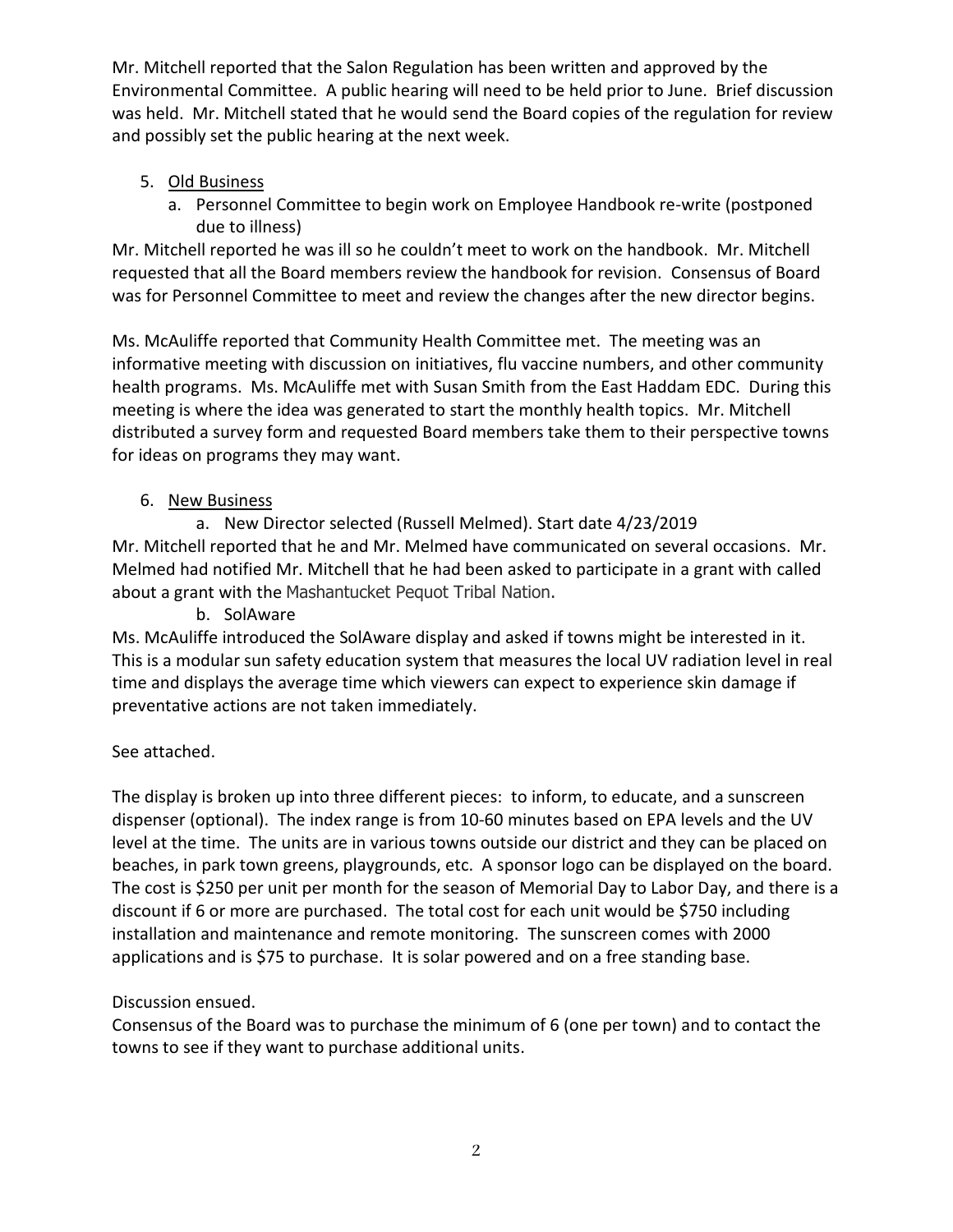Mr. Mitchell reported that the Salon Regulation has been written and approved by the Environmental Committee. A public hearing will need to be held prior to June. Brief discussion was held. Mr. Mitchell stated that he would send the Board copies of the regulation for review and possibly set the public hearing at the next week.

5. <u>Old Business</u>
   a. Personnel Committee to begin work on Employee Handbook re-write (postponed due to illness)

Mr. Mitchell reported he was ill so he couldn't meet to work on the handbook. Mr. Mitchell requested that all the Board members review the handbook for revision. Consensus of Board was for Personnel Committee to meet and review the changes after the new director begins.

Ms. McAuliffe reported that Community Health Committee met. The meeting was an informative meeting with discussion on initiatives, flu vaccine numbers, and other community health programs. Ms. McAuliffe met with Susan Smith from the East Haddam EDC. During this meeting is where the idea was generated to start the monthly health topics. Mr. Mitchell distributed a survey form and requested Board members take them to their perspective towns for ideas on programs they may want.

6. <u>New Business</u>
   a. New Director selected (Russell Melmed). Start date 4/23/2019

Mr. Mitchell reported that he and Mr. Melmed have communicated on several occasions. Mr. Melmed had notified Mr. Mitchell that he had been asked to participate in a grant with called about a grant with the Mashantucket Pequot Tribal Nation.

   b. SolAware

Ms. McAuliffe introduced the SolAware display and asked if towns might be interested in it. This is a modular sun safety education system that measures the local UV radiation level in real time and displays the average time which viewers can expect to experience skin damage if preventative actions are not taken immediately.

See attached.

The display is broken up into three different pieces: to inform, to educate, and a sunscreen dispenser (optional). The index range is from 10-60 minutes based on EPA levels and the UV level at the time. The units are in various towns outside our district and they can be placed on beaches, in park town greens, playgrounds, etc. A sponsor logo can be displayed on the board. The cost is $250 per unit per month for the season of Memorial Day to Labor Day, and there is a discount if 6 or more are purchased. The total cost for each unit would be $750 including installation and maintenance and remote monitoring. The sunscreen comes with 2000 applications and is $75 to purchase. It is solar powered and on a free standing base.

Discussion ensued.

Consensus of the Board was to purchase the minimum of 6 (one per town) and to contact the towns to see if they want to purchase additional units.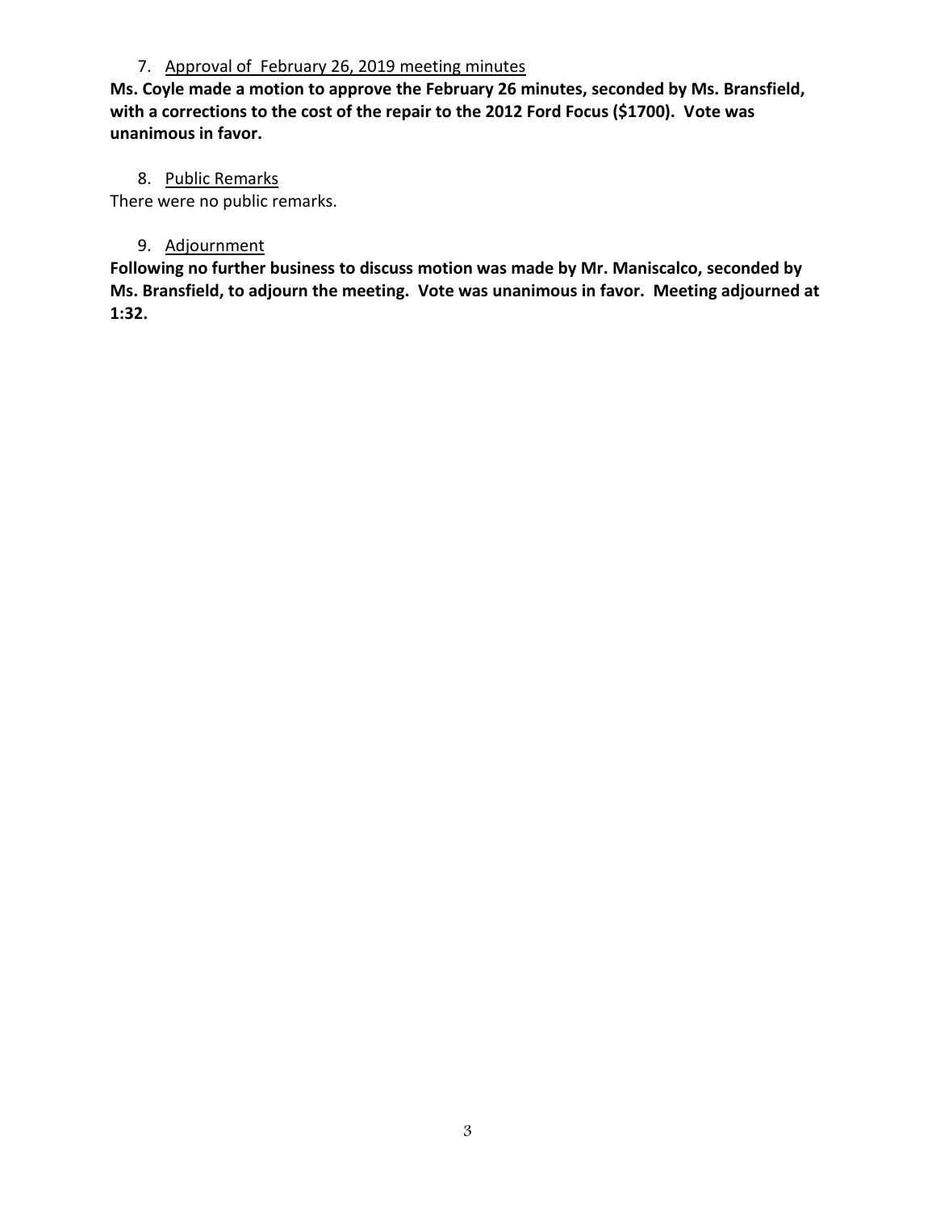7. Approval of February 26, 2019 meeting minutes

**Ms. Coyle made a motion to approve the February 26 minutes, seconded by Ms. Bransfield, with a corrections to the cost of the repair to the 2012 Ford Focus ($1700). Vote was unanimous in favor.**

8. Public Remarks

There were no public remarks.

9. Adjournment

**Following no further business to discuss motion was made by Mr. Maniscalco, seconded by Ms. Bransfield, to adjourn the meeting. Vote was unanimous in favor. Meeting adjourned at 1:32.**